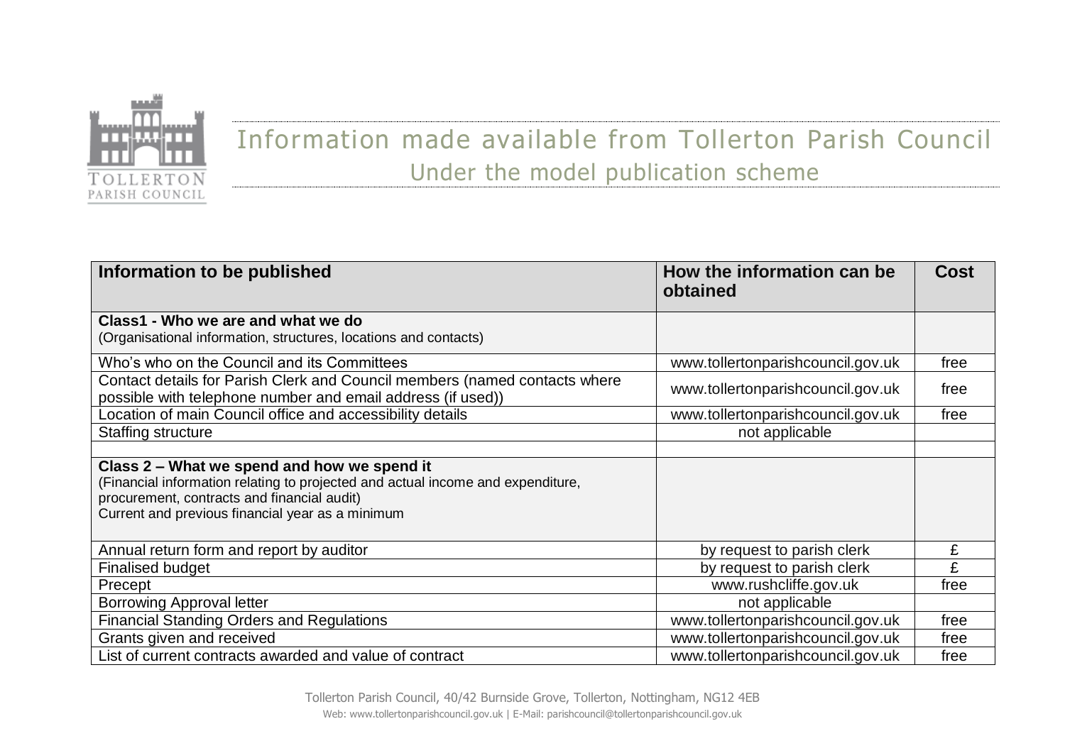# Information made available from Tollerton Parish Council

## Under the model publication scheme

| Information to be published | How the information can be obtained | Cost |
|---|---|---|
| **Class1 - Who we are and what we do**<br>(Organisational information, structures, locations and contacts) | | |
| Who's who on the Council and its Committees | www.tollertonparishcouncil.gov.uk | free |
| Contact details for Parish Clerk and Council members (named contacts where possible with telephone number and email address (if used)) | www.tollertonparishcouncil.gov.uk | free |
| Location of main Council office and accessibility details | www.tollertonparishcouncil.gov.uk | free |
| Staffing structure | not applicable | |
| | | |
| **Class 2 – What we spend and how we spend it**<br>(Financial information relating to projected and actual income and expenditure, procurement, contracts and financial audit)<br>Current and previous financial year as a minimum | | |
| Annual return form and report by auditor | by request to parish clerk | £ |
| Finalised budget | by request to parish clerk | £ |
| Precept | www.rushcliffe.gov.uk | free |
| Borrowing Approval letter | not applicable | |
| Financial Standing Orders and Regulations | www.tollertonparishcouncil.gov.uk | free |
| Grants given and received | www.tollertonparishcouncil.gov.uk | free |
| List of current contracts awarded and value of contract | www.tollertonparishcouncil.gov.uk | free |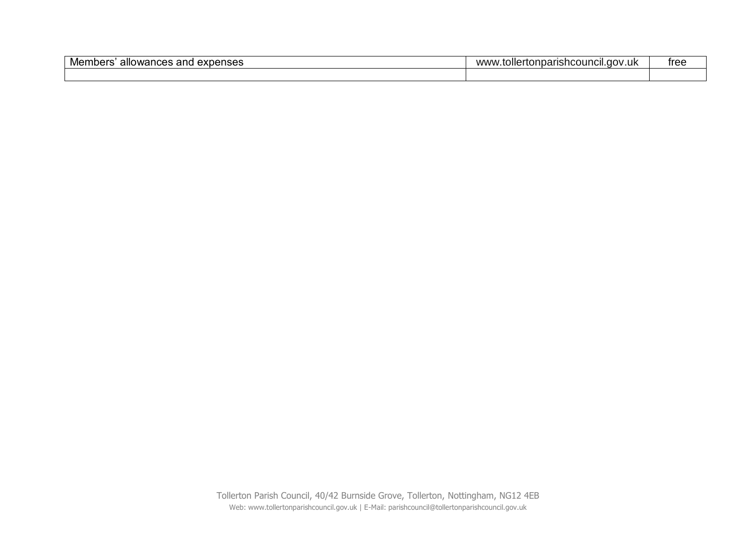| | | |
|---|---|---|
| Members' allowances and expenses | www.tollertonparishcouncil.gov.uk | free |
| | | |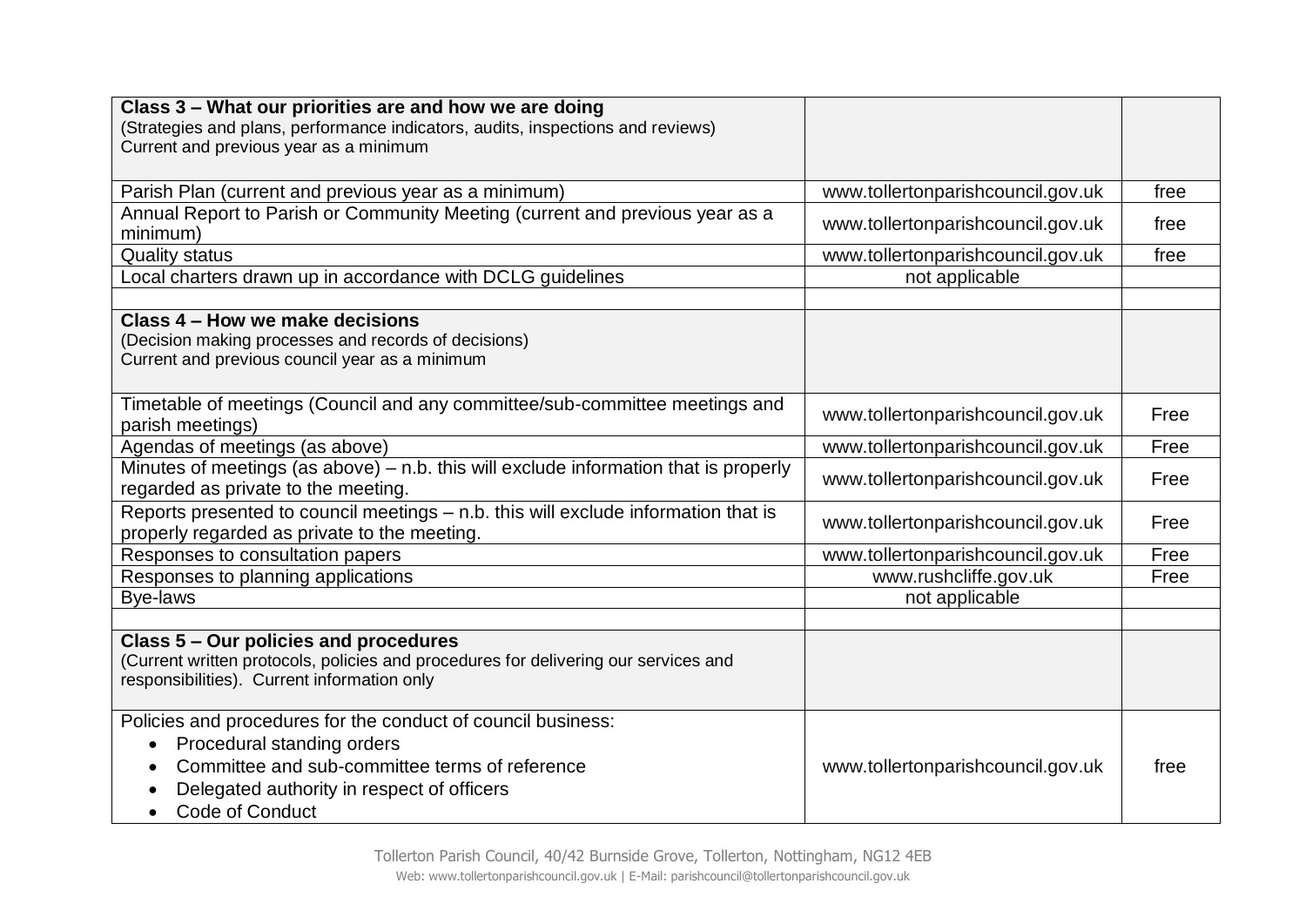| **Class 3 – What our priorities are and how we are doing**<br>(Strategies and plans, performance indicators, audits, inspections and reviews)<br>Current and previous year as a minimum | | |
|---|---|---|
| Parish Plan (current and previous year as a minimum) | www.tollertonparishcouncil.gov.uk | free |
| Annual Report to Parish or Community Meeting (current and previous year as a minimum) | www.tollertonparishcouncil.gov.uk | free |
| Quality status | www.tollertonparishcouncil.gov.uk | free |
| Local charters drawn up in accordance with DCLG guidelines | not applicable | |
| | | |
| **Class 4 – How we make decisions**<br>(Decision making processes and records of decisions)<br>Current and previous council year as a minimum | | |
| Timetable of meetings (Council and any committee/sub-committee meetings and parish meetings) | www.tollertonparishcouncil.gov.uk | Free |
| Agendas of meetings (as above) | www.tollertonparishcouncil.gov.uk | Free |
| Minutes of meetings (as above) – n.b. this will exclude information that is properly regarded as private to the meeting. | www.tollertonparishcouncil.gov.uk | Free |
| Reports presented to council meetings – n.b. this will exclude information that is properly regarded as private to the meeting. | www.tollertonparishcouncil.gov.uk | Free |
| Responses to consultation papers | www.tollertonparishcouncil.gov.uk | Free |
| Responses to planning applications | www.rushcliffe.gov.uk | Free |
| Bye-laws | not applicable | |
| | | |
| **Class 5 – Our policies and procedures**<br>(Current written protocols, policies and procedures for delivering our services and responsibilities). Current information only | | |
| Policies and procedures for the conduct of council business:<br>• Procedural standing orders<br>• Committee and sub-committee terms of reference<br>• Delegated authority in respect of officers<br>• Code of Conduct | www.tollertonparishcouncil.gov.uk | free |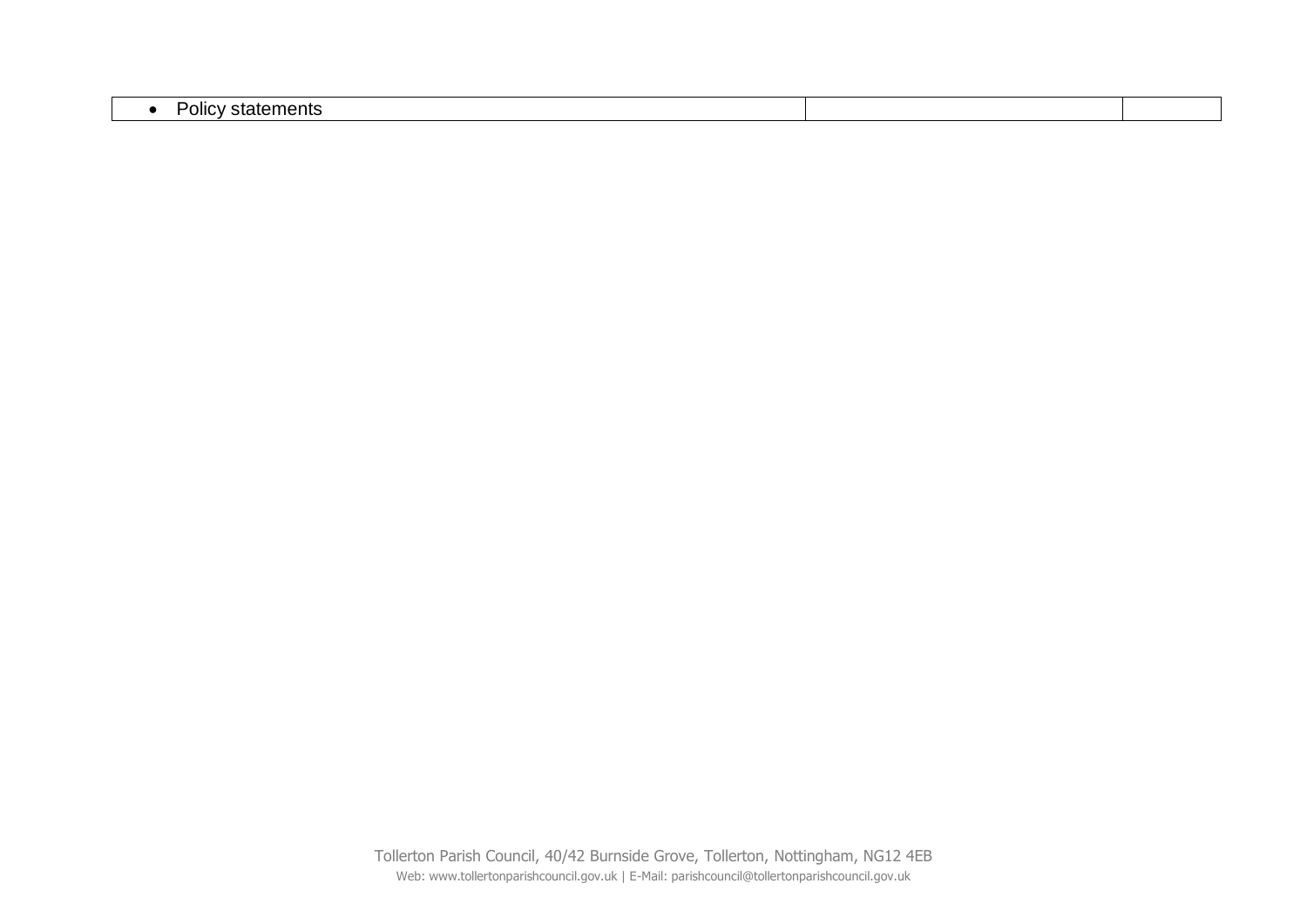| • Policy statements | | |
|---|---|---|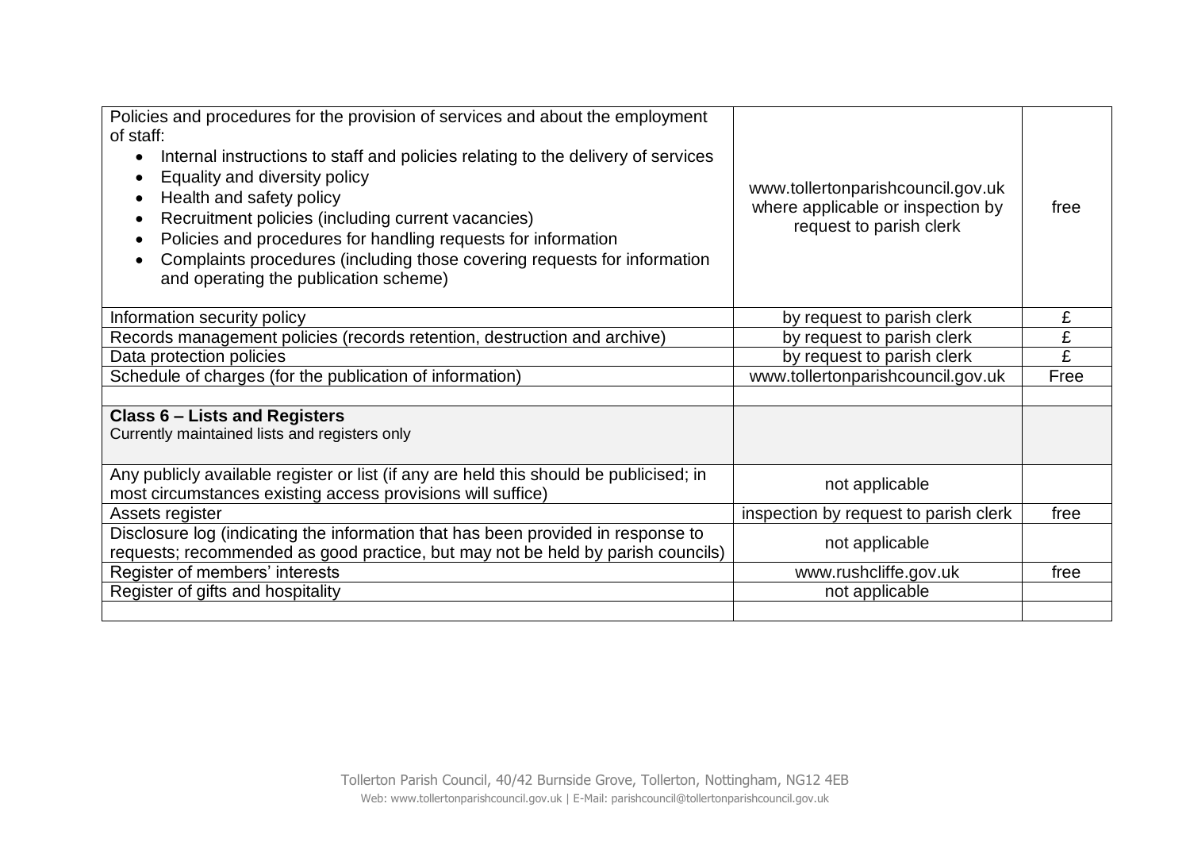| | | |
|---|---|---|
| Policies and procedures for the provision of services and about the employment of staff:<br>• Internal instructions to staff and policies relating to the delivery of services<br>• Equality and diversity policy<br>• Health and safety policy<br>• Recruitment policies (including current vacancies)<br>• Policies and procedures for handling requests for information<br>• Complaints procedures (including those covering requests for information and operating the publication scheme) | www.tollertonparishcouncil.gov.uk where applicable or inspection by request to parish clerk | free |
| Information security policy | by request to parish clerk | £ |
| Records management policies (records retention, destruction and archive) | by request to parish clerk | £ |
| Data protection policies | by request to parish clerk | £ |
| Schedule of charges (for the publication of information) | www.tollertonparishcouncil.gov.uk | Free |
| | | |
| **Class 6 – Lists and Registers**<br>Currently maintained lists and registers only | | |
| Any publicly available register or list (if any are held this should be publicised; in most circumstances existing access provisions will suffice) | not applicable | |
| Assets register | inspection by request to parish clerk | free |
| Disclosure log (indicating the information that has been provided in response to requests; recommended as good practice, but may not be held by parish councils) | not applicable | |
| Register of members' interests | www.rushcliffe.gov.uk | free |
| Register of gifts and hospitality | not applicable | |
| | | |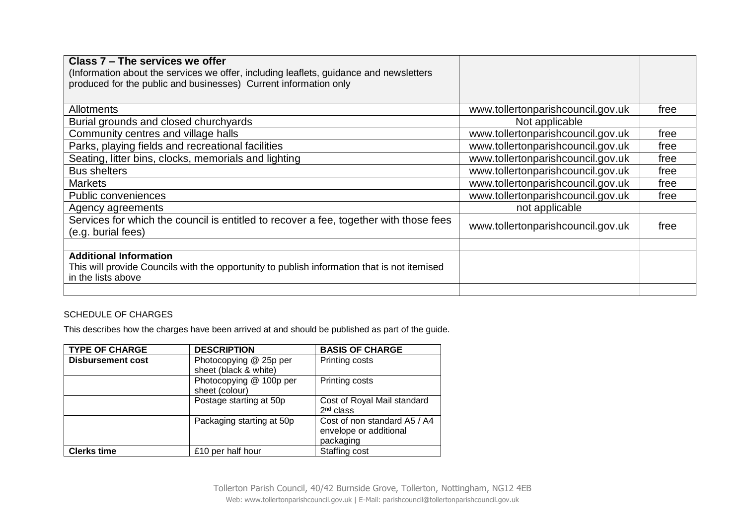| **Class 7 – The services we offer** (Information about the services we offer, including leaflets, guidance and newsletters produced for the public and businesses) Current information only | | |
|---|---|---|
| Allotments | www.tollertonparishcouncil.gov.uk | free |
| Burial grounds and closed churchyards | Not applicable | |
| Community centres and village halls | www.tollertonparishcouncil.gov.uk | free |
| Parks, playing fields and recreational facilities | www.tollertonparishcouncil.gov.uk | free |
| Seating, litter bins, clocks, memorials and lighting | www.tollertonparishcouncil.gov.uk | free |
| Bus shelters | www.tollertonparishcouncil.gov.uk | free |
| Markets | www.tollertonparishcouncil.gov.uk | free |
| Public conveniences | www.tollertonparishcouncil.gov.uk | free |
| Agency agreements | not applicable | |
| Services for which the council is entitled to recover a fee, together with those fees (e.g. burial fees) | www.tollertonparishcouncil.gov.uk | free |
| | | |
| **Additional Information** This will provide Councils with the opportunity to publish information that is not itemised in the lists above | | |
| | | |

SCHEDULE OF CHARGES

This describes how the charges have been arrived at and should be published as part of the guide.

| TYPE OF CHARGE | DESCRIPTION | BASIS OF CHARGE |
|---|---|---|
| **Disbursement cost** | Photocopying @ 25p per sheet (black & white) | Printing costs |
| | Photocopying @ 100p per sheet (colour) | Printing costs |
| | Postage starting at 50p | Cost of Royal Mail standard 2nd class |
| | Packaging starting at 50p | Cost of non standard A5 / A4 envelope or additional packaging |
| **Clerks time** | £10 per half hour | Staffing cost |

Tollerton Parish Council, 40/42 Burnside Grove, Tollerton, Nottingham, NG12 4EB
Web: www.tollertonparishcouncil.gov.uk | E-Mail: parishcouncil@tollertonparishcouncil.gov.uk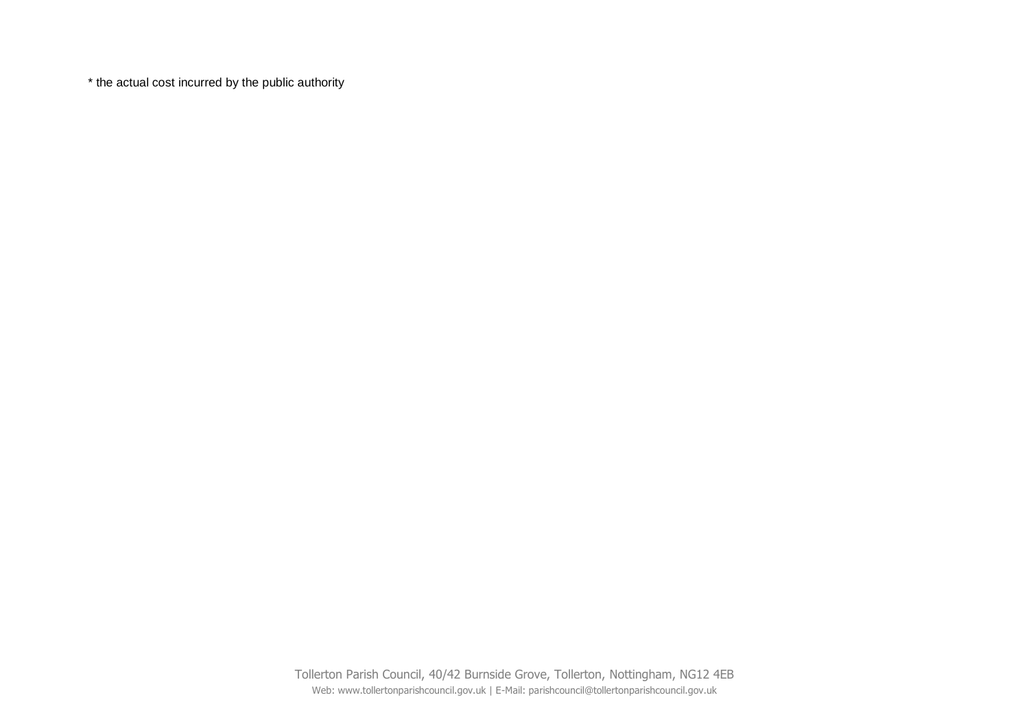* the actual cost incurred by the public authority